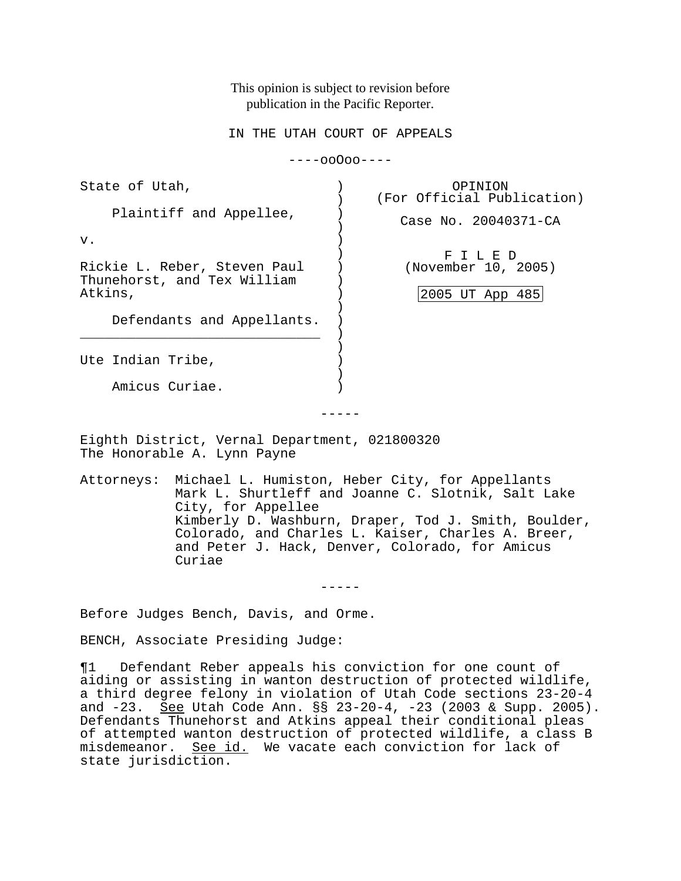This opinion is subject to revision before publication in the Pacific Reporter.

IN THE UTAH COURT OF APPEALS

----ooOoo----

State of Utah,

Plaintiff and Appellee,

v.

Rickie L. Reber, Steven Paul Thunehorst, and Tex William Atkins,

Defendants and Appellants.

---

Ute Indian Tribe,

Amicus Curiae.

OPINION
(For Official Publication)

Case No. 20040371-CA

F I L E D
(November 10, 2005)

2005 UT App 485

-----

Eighth District, Vernal Department, 021800320
The Honorable A. Lynn Payne

Attorneys: Michael L. Humiston, Heber City, for Appellants
Mark L. Shurtleff and Joanne C. Slotnik, Salt Lake City, for Appellee
Kimberly D. Washburn, Draper, Tod J. Smith, Boulder, Colorado, and Charles L. Kaiser, Charles A. Breer, and Peter J. Hack, Denver, Colorado, for Amicus Curiae

-----

Before Judges Bench, Davis, and Orme.

BENCH, Associate Presiding Judge:

¶1 Defendant Reber appeals his conviction for one count of aiding or assisting in wanton destruction of protected wildlife, a third degree felony in violation of Utah Code sections 23-20-4 and -23. See Utah Code Ann. §§ 23-20-4, -23 (2003 & Supp. 2005). Defendants Thunehorst and Atkins appeal their conditional pleas of attempted wanton destruction of protected wildlife, a class B misdemeanor. See id. We vacate each conviction for lack of state jurisdiction.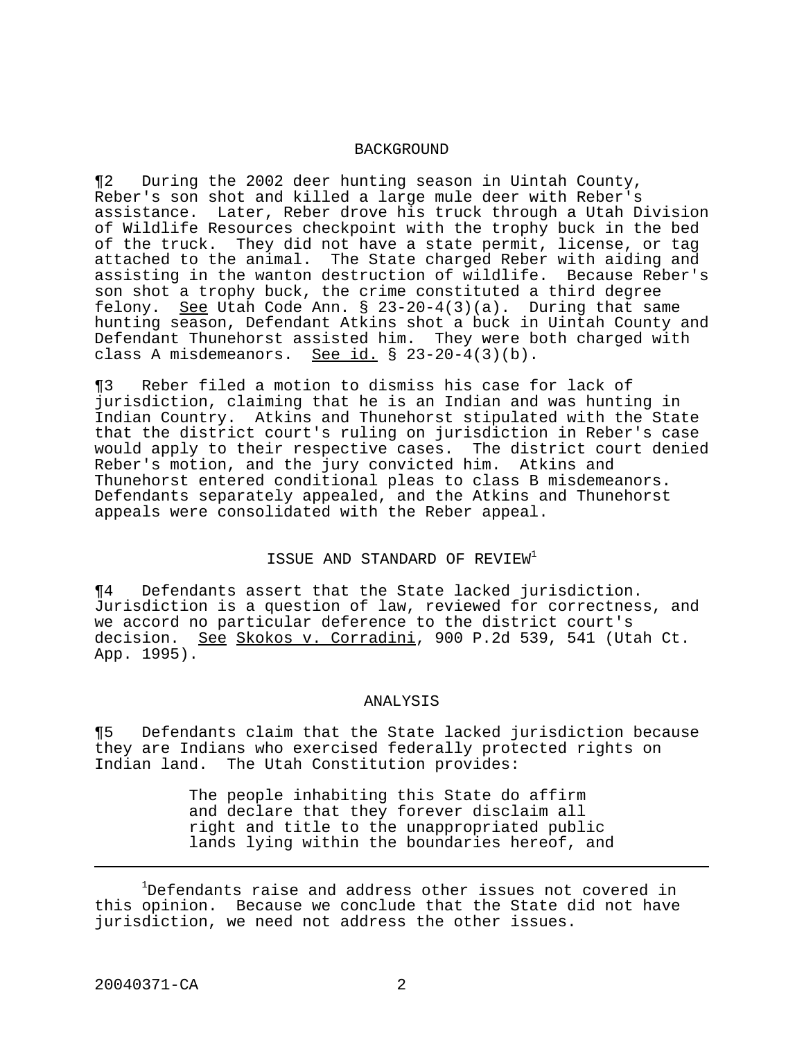## BACKGROUND

¶2 During the 2002 deer hunting season in Uintah County, Reber's son shot and killed a large mule deer with Reber's assistance. Later, Reber drove his truck through a Utah Division of Wildlife Resources checkpoint with the trophy buck in the bed of the truck. They did not have a state permit, license, or tag attached to the animal. The State charged Reber with aiding and assisting in the wanton destruction of wildlife. Because Reber's son shot a trophy buck, the crime constituted a third degree felony. See Utah Code Ann. § 23-20-4(3)(a). During that same hunting season, Defendant Atkins shot a buck in Uintah County and Defendant Thunehorst assisted him. They were both charged with class A misdemeanors. See id. § 23-20-4(3)(b).

¶3 Reber filed a motion to dismiss his case for lack of jurisdiction, claiming that he is an Indian and was hunting in Indian Country. Atkins and Thunehorst stipulated with the State that the district court's ruling on jurisdiction in Reber's case would apply to their respective cases. The district court denied Reber's motion, and the jury convicted him. Atkins and Thunehorst entered conditional pleas to class B misdemeanors. Defendants separately appealed, and the Atkins and Thunehorst appeals were consolidated with the Reber appeal.

## ISSUE AND STANDARD OF REVIEW[1]

¶4 Defendants assert that the State lacked jurisdiction. Jurisdiction is a question of law, reviewed for correctness, and we accord no particular deference to the district court's decision. See Skokos v. Corradini, 900 P.2d 539, 541 (Utah Ct. App. 1995).

## ANALYSIS

¶5 Defendants claim that the State lacked jurisdiction because they are Indians who exercised federally protected rights on Indian land. The Utah Constitution provides:

> The people inhabiting this State do affirm and declare that they forever disclaim all right and title to the unappropriated public lands lying within the boundaries hereof, and

---

[1] Defendants raise and address other issues not covered in this opinion. Because we conclude that the State did not have jurisdiction, we need not address the other issues.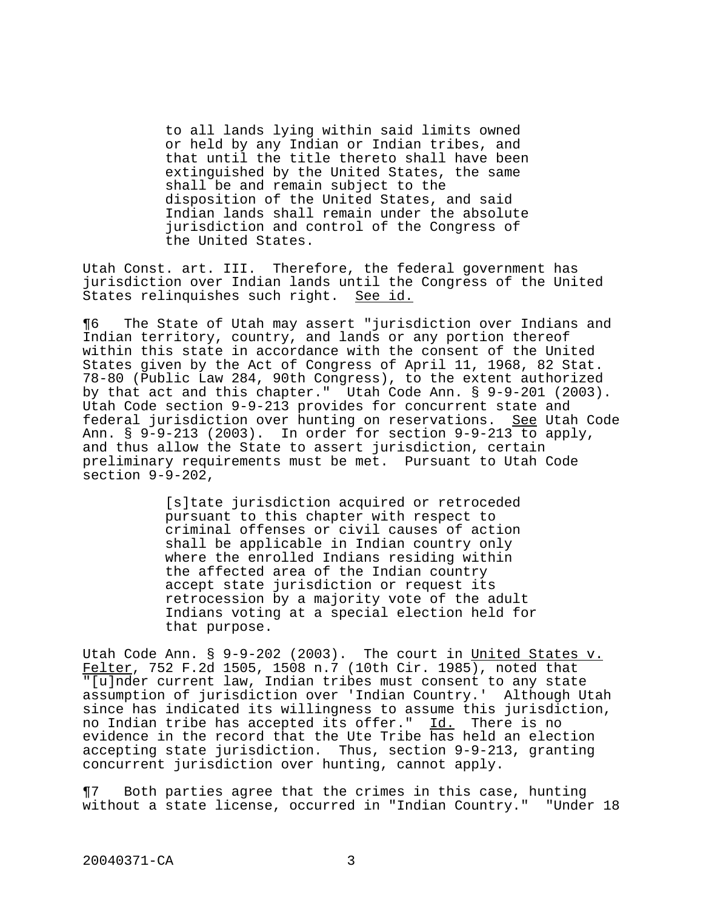> to all lands lying within said limits owned or held by any Indian or Indian tribes, and that until the title thereto shall have been extinguished by the United States, the same shall be and remain subject to the disposition of the United States, and said Indian lands shall remain under the absolute jurisdiction and control of the Congress of the United States.

Utah Const. art. III. Therefore, the federal government has jurisdiction over Indian lands until the Congress of the United States relinquishes such right. See id.

¶6 The State of Utah may assert "jurisdiction over Indians and Indian territory, country, and lands or any portion thereof within this state in accordance with the consent of the United States given by the Act of Congress of April 11, 1968, 82 Stat. 78-80 (Public Law 284, 90th Congress), to the extent authorized by that act and this chapter." Utah Code Ann. § 9-9-201 (2003). Utah Code section 9-9-213 provides for concurrent state and federal jurisdiction over hunting on reservations. See Utah Code Ann. § 9-9-213 (2003). In order for section 9-9-213 to apply, and thus allow the State to assert jurisdiction, certain preliminary requirements must be met. Pursuant to Utah Code section 9-9-202,

> [s]tate jurisdiction acquired or retroceded pursuant to this chapter with respect to criminal offenses or civil causes of action shall be applicable in Indian country only where the enrolled Indians residing within the affected area of the Indian country accept state jurisdiction or request its retrocession by a majority vote of the adult Indians voting at a special election held for that purpose.

Utah Code Ann. § 9-9-202 (2003). The court in United States v. Felter, 752 F.2d 1505, 1508 n.7 (10th Cir. 1985), noted that "[u]nder current law, Indian tribes must consent to any state assumption of jurisdiction over 'Indian Country.' Although Utah since has indicated its willingness to assume this jurisdiction, no Indian tribe has accepted its offer." Id. There is no evidence in the record that the Ute Tribe has held an election accepting state jurisdiction. Thus, section 9-9-213, granting concurrent jurisdiction over hunting, cannot apply.

¶7 Both parties agree that the crimes in this case, hunting without a state license, occurred in "Indian Country." "Under 18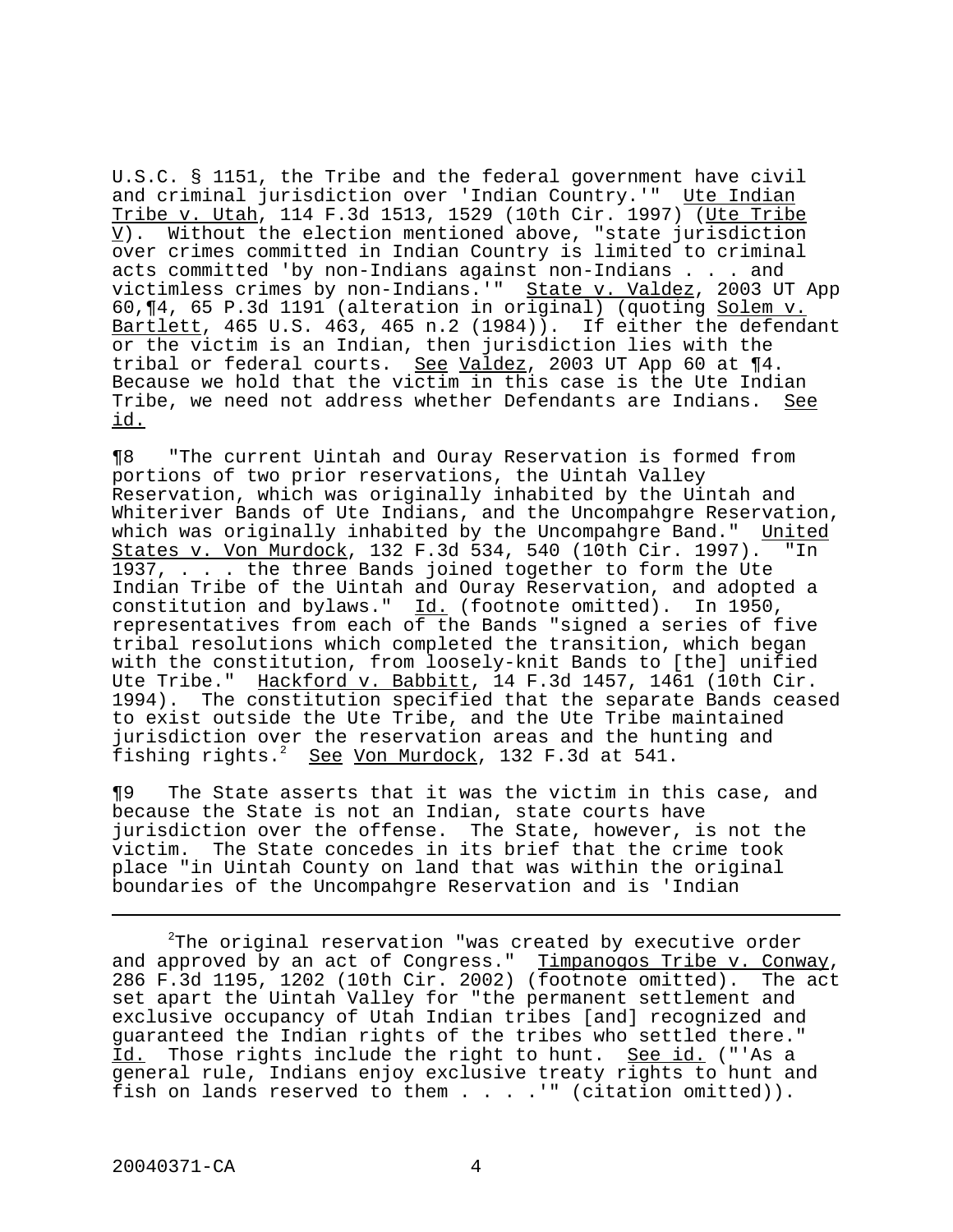U.S.C. § 1151, the Tribe and the federal government have civil and criminal jurisdiction over 'Indian Country.'" Ute Indian Tribe v. Utah, 114 F.3d 1513, 1529 (10th Cir. 1997) (Ute Tribe V). Without the election mentioned above, "state jurisdiction over crimes committed in Indian Country is limited to criminal acts committed 'by non-Indians against non-Indians . . . and victimless crimes by non-Indians.'" State v. Valdez, 2003 UT App 60,¶4, 65 P.3d 1191 (alteration in original) (quoting Solem v. Bartlett, 465 U.S. 463, 465 n.2 (1984)). If either the defendant or the victim is an Indian, then jurisdiction lies with the tribal or federal courts. See Valdez, 2003 UT App 60 at ¶4. Because we hold that the victim in this case is the Ute Indian Tribe, we need not address whether Defendants are Indians. See id.

¶8 "The current Uintah and Ouray Reservation is formed from portions of two prior reservations, the Uintah Valley Reservation, which was originally inhabited by the Uintah and Whiteriver Bands of Ute Indians, and the Uncompahgre Reservation, which was originally inhabited by the Uncompahgre Band." United States v. Von Murdock, 132 F.3d 534, 540 (10th Cir. 1997). "In 1937, . . . the three Bands joined together to form the Ute Indian Tribe of the Uintah and Ouray Reservation, and adopted a constitution and bylaws." Id. (footnote omitted). In 1950, representatives from each of the Bands "signed a series of five tribal resolutions which completed the transition, which began with the constitution, from loosely-knit Bands to [the] unified Ute Tribe." Hackford v. Babbitt, 14 F.3d 1457, 1461 (10th Cir. 1994). The constitution specified that the separate Bands ceased to exist outside the Ute Tribe, and the Ute Tribe maintained jurisdiction over the reservation areas and the hunting and fishing rights.[2] See Von Murdock, 132 F.3d at 541.

¶9 The State asserts that it was the victim in this case, and because the State is not an Indian, state courts have jurisdiction over the offense. The State, however, is not the victim. The State concedes in its brief that the crime took place "in Uintah County on land that was within the original boundaries of the Uncompahgre Reservation and is 'Indian

---

[2]The original reservation "was created by executive order and approved by an act of Congress." Timpanogos Tribe v. Conway, 286 F.3d 1195, 1202 (10th Cir. 2002) (footnote omitted). The act set apart the Uintah Valley for "the permanent settlement and exclusive occupancy of Utah Indian tribes [and] recognized and guaranteed the Indian rights of the tribes who settled there." Id. Those rights include the right to hunt. See id. ("'As a general rule, Indians enjoy exclusive treaty rights to hunt and fish on lands reserved to them . . . .'" (citation omitted)).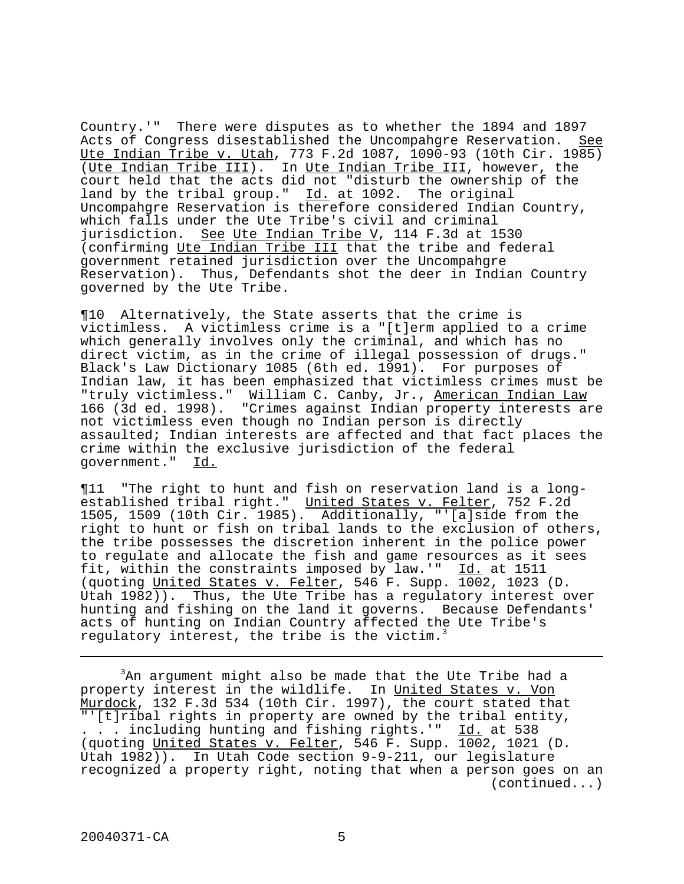Country.'" There were disputes as to whether the 1894 and 1897 Acts of Congress disestablished the Uncompahgre Reservation. See Ute Indian Tribe v. Utah, 773 F.2d 1087, 1090-93 (10th Cir. 1985) (Ute Indian Tribe III). In Ute Indian Tribe III, however, the court held that the acts did not "disturb the ownership of the land by the tribal group." Id. at 1092. The original Uncompahgre Reservation is therefore considered Indian Country, which falls under the Ute Tribe's civil and criminal jurisdiction. See Ute Indian Tribe V, 114 F.3d at 1530 (confirming Ute Indian Tribe III that the tribe and federal government retained jurisdiction over the Uncompahgre Reservation). Thus, Defendants shot the deer in Indian Country governed by the Ute Tribe.

¶10 Alternatively, the State asserts that the crime is victimless. A victimless crime is a "[t]erm applied to a crime which generally involves only the criminal, and which has no direct victim, as in the crime of illegal possession of drugs." Black's Law Dictionary 1085 (6th ed. 1991). For purposes of Indian law, it has been emphasized that victimless crimes must be "truly victimless." William C. Canby, Jr., American Indian Law 166 (3d ed. 1998). "Crimes against Indian property interests are not victimless even though no Indian person is directly assaulted; Indian interests are affected and that fact places the crime within the exclusive jurisdiction of the federal government." Id.

¶11 "The right to hunt and fish on reservation land is a long-established tribal right." United States v. Felter, 752 F.2d 1505, 1509 (10th Cir. 1985). Additionally, "'[a]side from the right to hunt or fish on tribal lands to the exclusion of others, the tribe possesses the discretion inherent in the police power to regulate and allocate the fish and game resources as it sees fit, within the constraints imposed by law.'" Id. at 1511 (quoting United States v. Felter, 546 F. Supp. 1002, 1023 (D. Utah 1982)). Thus, the Ute Tribe has a regulatory interest over hunting and fishing on the land it governs. Because Defendants' acts of hunting on Indian Country affected the Ute Tribe's regulatory interest, the tribe is the victim.[3]

---

[3]An argument might also be made that the Ute Tribe had a property interest in the wildlife. In United States v. Von Murdock, 132 F.3d 534 (10th Cir. 1997), the court stated that "'[t]ribal rights in property are owned by the tribal entity, . . . including hunting and fishing rights.'" Id. at 538 (quoting United States v. Felter, 546 F. Supp. 1002, 1021 (D. Utah 1982)). In Utah Code section 9-9-211, our legislature recognized a property right, noting that when a person goes on an (continued...)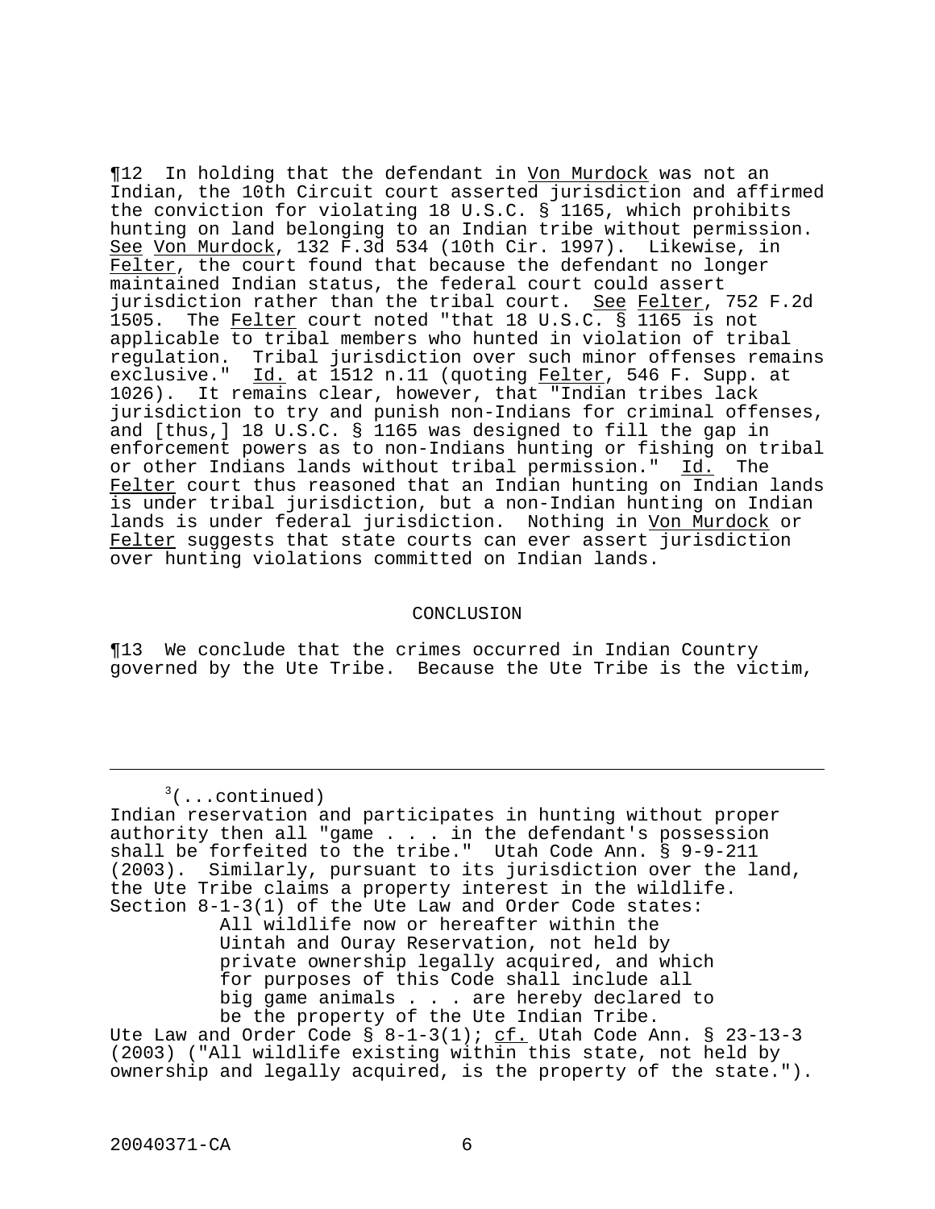¶12 In holding that the defendant in Von Murdock was not an Indian, the 10th Circuit court asserted jurisdiction and affirmed the conviction for violating 18 U.S.C. § 1165, which prohibits hunting on land belonging to an Indian tribe without permission. See Von Murdock, 132 F.3d 534 (10th Cir. 1997). Likewise, in Felter, the court found that because the defendant no longer maintained Indian status, the federal court could assert jurisdiction rather than the tribal court. See Felter, 752 F.2d 1505. The Felter court noted "that 18 U.S.C. § 1165 is not applicable to tribal members who hunted in violation of tribal regulation. Tribal jurisdiction over such minor offenses remains exclusive." Id. at 1512 n.11 (quoting Felter, 546 F. Supp. at 1026). It remains clear, however, that "Indian tribes lack jurisdiction to try and punish non-Indians for criminal offenses, and [thus,] 18 U.S.C. § 1165 was designed to fill the gap in enforcement powers as to non-Indians hunting or fishing on tribal or other Indians lands without tribal permission." Id. The Felter court thus reasoned that an Indian hunting on Indian lands is under tribal jurisdiction, but a non-Indian hunting on Indian lands is under federal jurisdiction. Nothing in Von Murdock or Felter suggests that state courts can ever assert jurisdiction over hunting violations committed on Indian lands.

## CONCLUSION

¶13 We conclude that the crimes occurred in Indian Country governed by the Ute Tribe. Because the Ute Tribe is the victim,

---

[3](...continued)
Indian reservation and participates in hunting without proper authority then all "game . . . in the defendant's possession shall be forfeited to the tribe." Utah Code Ann. § 9-9-211 (2003). Similarly, pursuant to its jurisdiction over the land, the Ute Tribe claims a property interest in the wildlife. Section 8-1-3(1) of the Ute Law and Order Code states:

> All wildlife now or hereafter within the Uintah and Ouray Reservation, not held by private ownership legally acquired, and which for purposes of this Code shall include all big game animals . . . are hereby declared to be the property of the Ute Indian Tribe.

Ute Law and Order Code § 8-1-3(1); cf. Utah Code Ann. § 23-13-3 (2003) ("All wildlife existing within this state, not held by ownership and legally acquired, is the property of the state.").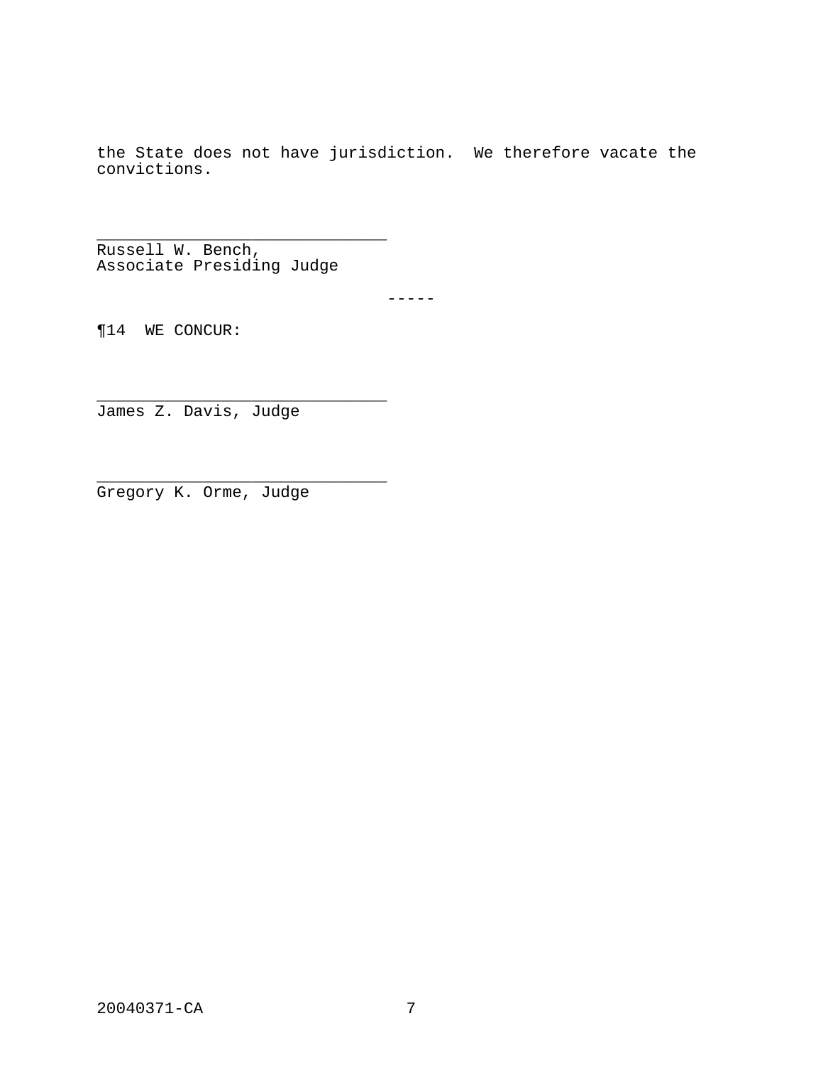the State does not have jurisdiction. We therefore vacate the convictions.

______________________________
Russell W. Bench,
Associate Presiding Judge

-----

¶14 WE CONCUR:

______________________________
James Z. Davis, Judge

______________________________
Gregory K. Orme, Judge